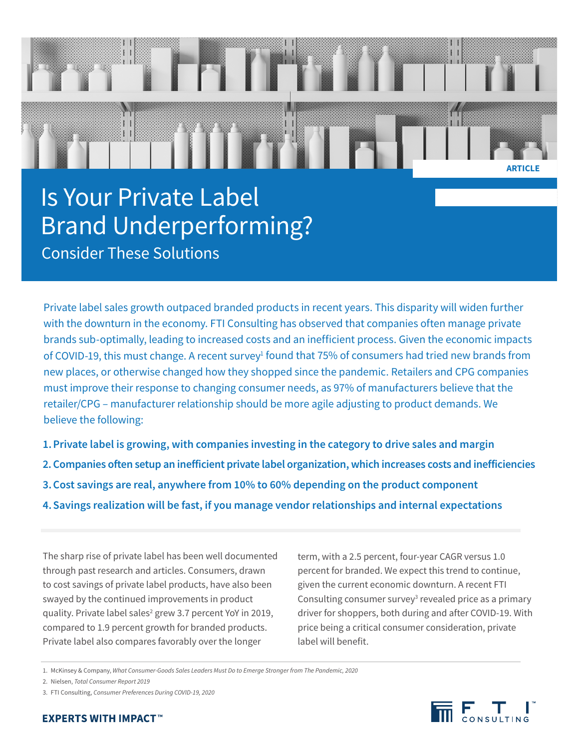ARTICLE

# Is Your Private Label Brand Underperforming?

## Consider These Solutions

Private label sales growth outpaced branded products in recent years. This disparity will widen further with the downturn in the economy. FTI Consulting has observed that companies often manage private brands sub-optimally, leading to increased costs and an inefficient process. Given the economic impacts of COVID-19, this must change. A recent survey[1] found that 75% of consumers had tried new brands from new places, or otherwise changed how they shopped since the pandemic. Retailers and CPG companies must improve their response to changing consumer needs, as 97% of manufacturers believe that the retailer/CPG – manufacturer relationship should be more agile adjusting to product demands. We believe the following:

1. **Private label is growing, with companies investing in the category to drive sales and margin**
2. **Companies often setup an inefficient private label organization, which increases costs and inefficiencies**
3. **Cost savings are real, anywhere from 10% to 60% depending on the product component**
4. **Savings realization will be fast, if you manage vendor relationships and internal expectations**

The sharp rise of private label has been well documented through past research and articles. Consumers, drawn to cost savings of private label products, have also been swayed by the continued improvements in product quality. Private label sales[2] grew 3.7 percent YoY in 2019, compared to 1.9 percent growth for branded products. Private label also compares favorably over the longer term, with a 2.5 percent, four-year CAGR versus 1.0 percent for branded. We expect this trend to continue, given the current economic downturn. A recent FTI Consulting consumer survey[3] revealed price as a primary driver for shoppers, both during and after COVID-19. With price being a critical consumer consideration, private label will benefit.

1. McKinsey & Company, *What Consumer-Goods Sales Leaders Must Do to Emerge Stronger from The Pandemic, 2020*
2. Nielsen, *Total Consumer Report 2019*
3. FTI Consulting, *Consumer Preferences During COVID-19, 2020*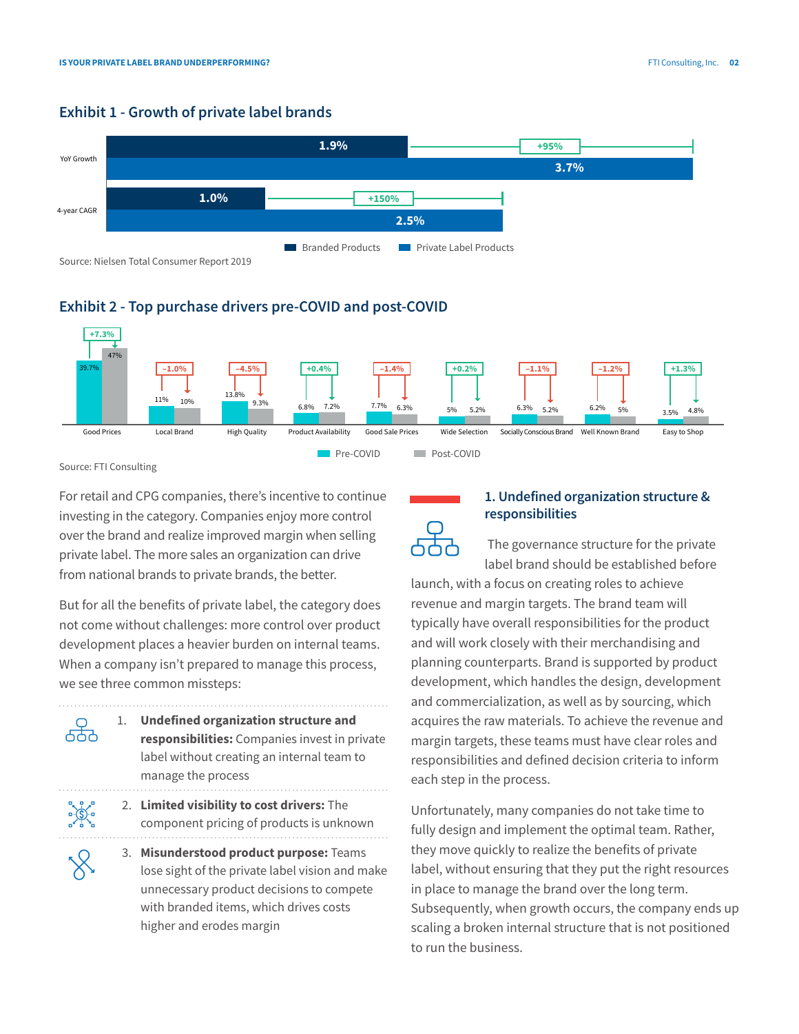### Exhibit 1 - Growth of private label brands

| | Branded Products | Private Label Products | Change |
|---|---|---|---|
| YoY Growth | 1.9% | 3.7% | +95% |
| 4-year CAGR | 1.0% | 2.5% | +150% |

Source: Nielsen Total Consumer Report 2019

### Exhibit 2 - Top purchase drivers pre-COVID and post-COVID

| Driver | Pre-COVID | Post-COVID | Change |
|---|---|---|---|
| Good Prices | 39.7% | 47% | +7.3% |
| Local Brand | 11% | 10% | -1.0% |
| High Quality | 13.8% | 9.3% | -4.5% |
| Product Availability | 6.8% | 7.2% | +0.4% |
| Good Sale Prices | 7.7% | 6.3% | -1.4% |
| Wide Selection | 5% | 5.2% | +0.2% |
| Socially Conscious Brand | 6.3% | 5.2% | -1.1% |
| Well Known Brand | 6.2% | 5% | -1.2% |
| Easy to Shop | 3.5% | 4.8% | +1.3% |

Source: FTI Consulting

For retail and CPG companies, there's incentive to continue investing in the category. Companies enjoy more control over the brand and realize improved margin when selling private label. The more sales an organization can drive from national brands to private brands, the better.

But for all the benefits of private label, the category does not come without challenges: more control over product development places a heavier burden on internal teams. When a company isn't prepared to manage this process, we see three common missteps:

1. **Undefined organization structure and responsibilities:** Companies invest in private label without creating an internal team to manage the process
2. **Limited visibility to cost drivers:** The component pricing of products is unknown
3. **Misunderstood product purpose:** Teams lose sight of the private label vision and make unnecessary product decisions to compete with branded items, which drives costs higher and erodes margin

## 1. Undefined organization structure & responsibilities

The governance structure for the private label brand should be established before launch, with a focus on creating roles to achieve revenue and margin targets. The brand team will typically have overall responsibilities for the product and will work closely with their merchandising and planning counterparts. Brand is supported by product development, which handles the design, development and commercialization, as well as by sourcing, which acquires the raw materials. To achieve the revenue and margin targets, these teams must have clear roles and responsibilities and defined decision criteria to inform each step in the process.

Unfortunately, many companies do not take time to fully design and implement the optimal team. Rather, they move quickly to realize the benefits of private label, without ensuring that they put the right resources in place to manage the brand over the long term. Subsequently, when growth occurs, the company ends up scaling a broken internal structure that is not positioned to run the business.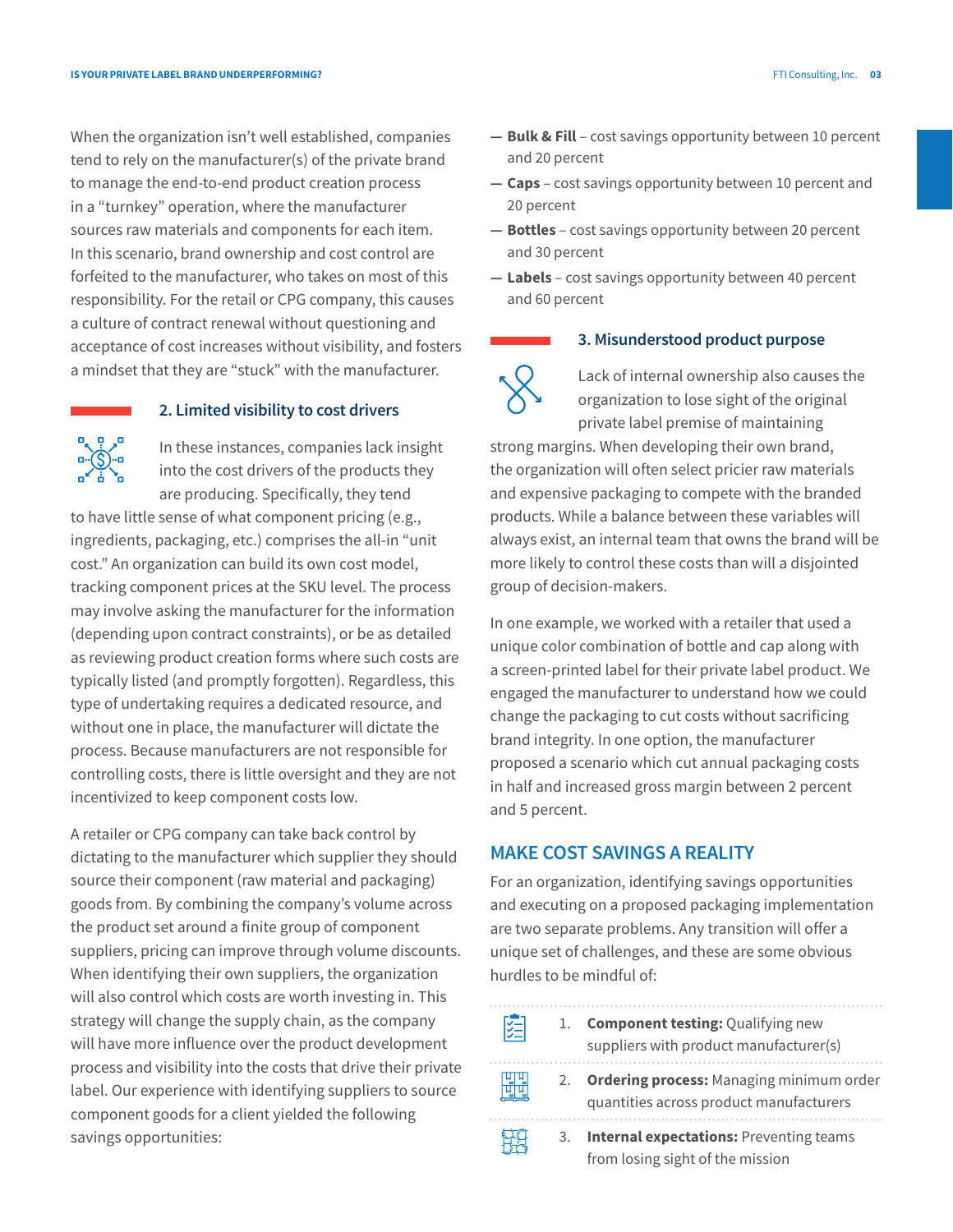When the organization isn't well established, companies tend to rely on the manufacturer(s) of the private brand to manage the end-to-end product creation process in a "turnkey" operation, where the manufacturer sources raw materials and components for each item. In this scenario, brand ownership and cost control are forfeited to the manufacturer, who takes on most of this responsibility. For the retail or CPG company, this causes a culture of contract renewal without questioning and acceptance of cost increases without visibility, and fosters a mindset that they are "stuck" with the manufacturer.

### 2. Limited visibility to cost drivers

In these instances, companies lack insight into the cost drivers of the products they are producing. Specifically, they tend to have little sense of what component pricing (e.g., ingredients, packaging, etc.) comprises the all-in "unit cost." An organization can build its own cost model, tracking component prices at the SKU level. The process may involve asking the manufacturer for the information (depending upon contract constraints), or be as detailed as reviewing product creation forms where such costs are typically listed (and promptly forgotten). Regardless, this type of undertaking requires a dedicated resource, and without one in place, the manufacturer will dictate the process. Because manufacturers are not responsible for controlling costs, there is little oversight and they are not incentivized to keep component costs low.

A retailer or CPG company can take back control by dictating to the manufacturer which supplier they should source their component (raw material and packaging) goods from. By combining the company's volume across the product set around a finite group of component suppliers, pricing can improve through volume discounts. When identifying their own suppliers, the organization will also control which costs are worth investing in. This strategy will change the supply chain, as the company will have more influence over the product development process and visibility into the costs that drive their private label. Our experience with identifying suppliers to source component goods for a client yielded the following savings opportunities:

- **Bulk & Fill** – cost savings opportunity between 10 percent and 20 percent
- **Caps** – cost savings opportunity between 10 percent and 20 percent
- **Bottles** – cost savings opportunity between 20 percent and 30 percent
- **Labels** – cost savings opportunity between 40 percent and 60 percent

### 3. Misunderstood product purpose

Lack of internal ownership also causes the organization to lose sight of the original private label premise of maintaining strong margins. When developing their own brand, the organization will often select pricier raw materials and expensive packaging to compete with the branded products. While a balance between these variables will always exist, an internal team that owns the brand will be more likely to control these costs than will a disjointed group of decision-makers.

In one example, we worked with a retailer that used a unique color combination of bottle and cap along with a screen-printed label for their private label product. We engaged the manufacturer to understand how we could change the packaging to cut costs without sacrificing brand integrity. In one option, the manufacturer proposed a scenario which cut annual packaging costs in half and increased gross margin between 2 percent and 5 percent.

## MAKE COST SAVINGS A REALITY

For an organization, identifying savings opportunities and executing on a proposed packaging implementation are two separate problems. Any transition will offer a unique set of challenges, and these are some obvious hurdles to be mindful of:

1. **Component testing:** Qualifying new suppliers with product manufacturer(s)
2. **Ordering process:** Managing minimum order quantities across product manufacturers
3. **Internal expectations:** Preventing teams from losing sight of the mission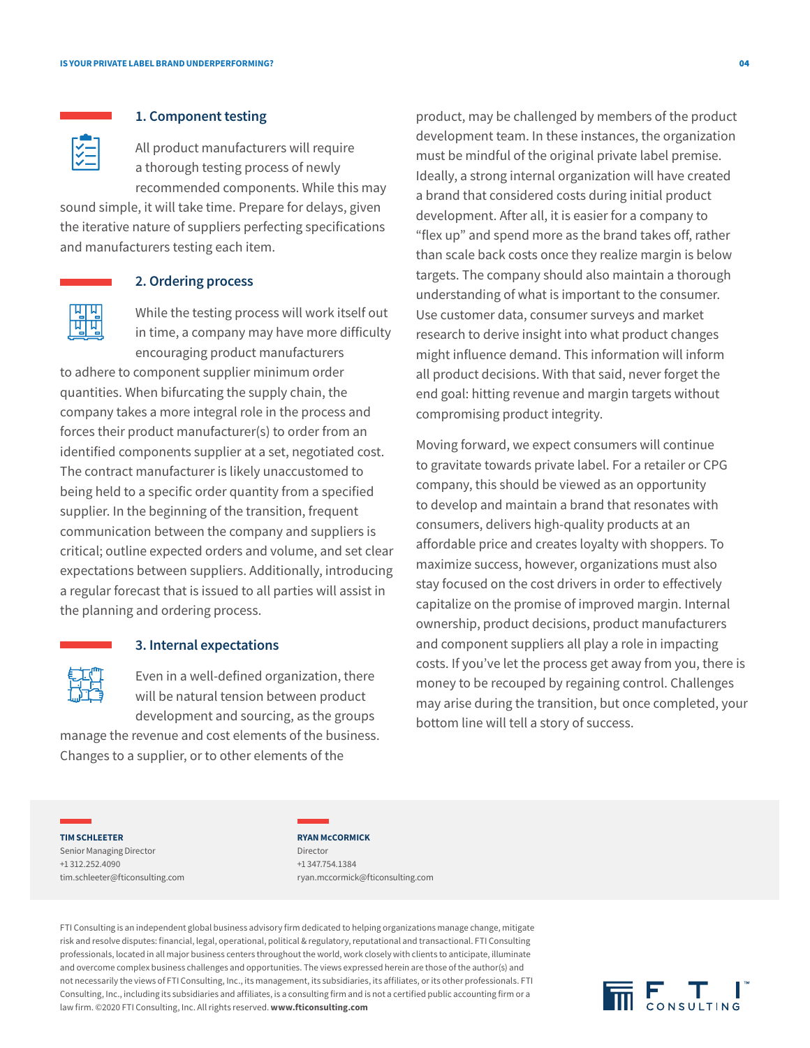### 1. Component testing

All product manufacturers will require a thorough testing process of newly recommended components. While this may sound simple, it will take time. Prepare for delays, given the iterative nature of suppliers perfecting specifications and manufacturers testing each item.

### 2. Ordering process

While the testing process will work itself out in time, a company may have more difficulty encouraging product manufacturers to adhere to component supplier minimum order quantities. When bifurcating the supply chain, the company takes a more integral role in the process and forces their product manufacturer(s) to order from an identified components supplier at a set, negotiated cost. The contract manufacturer is likely unaccustomed to being held to a specific order quantity from a specified supplier. In the beginning of the transition, frequent communication between the company and suppliers is critical; outline expected orders and volume, and set clear expectations between suppliers. Additionally, introducing a regular forecast that is issued to all parties will assist in the planning and ordering process.

### 3. Internal expectations

Even in a well-defined organization, there will be natural tension between product development and sourcing, as the groups manage the revenue and cost elements of the business. Changes to a supplier, or to other elements of the product, may be challenged by members of the product development team. In these instances, the organization must be mindful of the original private label premise. Ideally, a strong internal organization will have created a brand that considered costs during initial product development. After all, it is easier for a company to "flex up" and spend more as the brand takes off, rather than scale back costs once they realize margin is below targets. The company should also maintain a thorough understanding of what is important to the consumer. Use customer data, consumer surveys and market research to derive insight into what product changes might influence demand. This information will inform all product decisions. With that said, never forget the end goal: hitting revenue and margin targets without compromising product integrity.

Moving forward, we expect consumers will continue to gravitate towards private label. For a retailer or CPG company, this should be viewed as an opportunity to develop and maintain a brand that resonates with consumers, delivers high-quality products at an affordable price and creates loyalty with shoppers. To maximize success, however, organizations must also stay focused on the cost drivers in order to effectively capitalize on the promise of improved margin. Internal ownership, product decisions, product manufacturers and component suppliers all play a role in impacting costs. If you've let the process get away from you, there is money to be recouped by regaining control. Challenges may arise during the transition, but once completed, your bottom line will tell a story of success.

**TIM SCHLEETER**
Senior Managing Director
+1 312.252.4090
tim.schleeter@fticonsulting.com

**RYAN McCORMICK**
Director
+1 347.754.1384
ryan.mccormick@fticonsulting.com

FTI Consulting is an independent global business advisory firm dedicated to helping organizations manage change, mitigate risk and resolve disputes: financial, legal, operational, political & regulatory, reputational and transactional. FTI Consulting professionals, located in all major business centers throughout the world, work closely with clients to anticipate, illuminate and overcome complex business challenges and opportunities. The views expressed herein are those of the author(s) and not necessarily the views of FTI Consulting, Inc., its management, its subsidiaries, its affiliates, or its other professionals. FTI Consulting, Inc., including its subsidiaries and affiliates, is a consulting firm and is not a certified public accounting firm or a law firm. ©2020 FTI Consulting, Inc. All rights reserved. **www.fticonsulting.com**

FTI CONSULTING